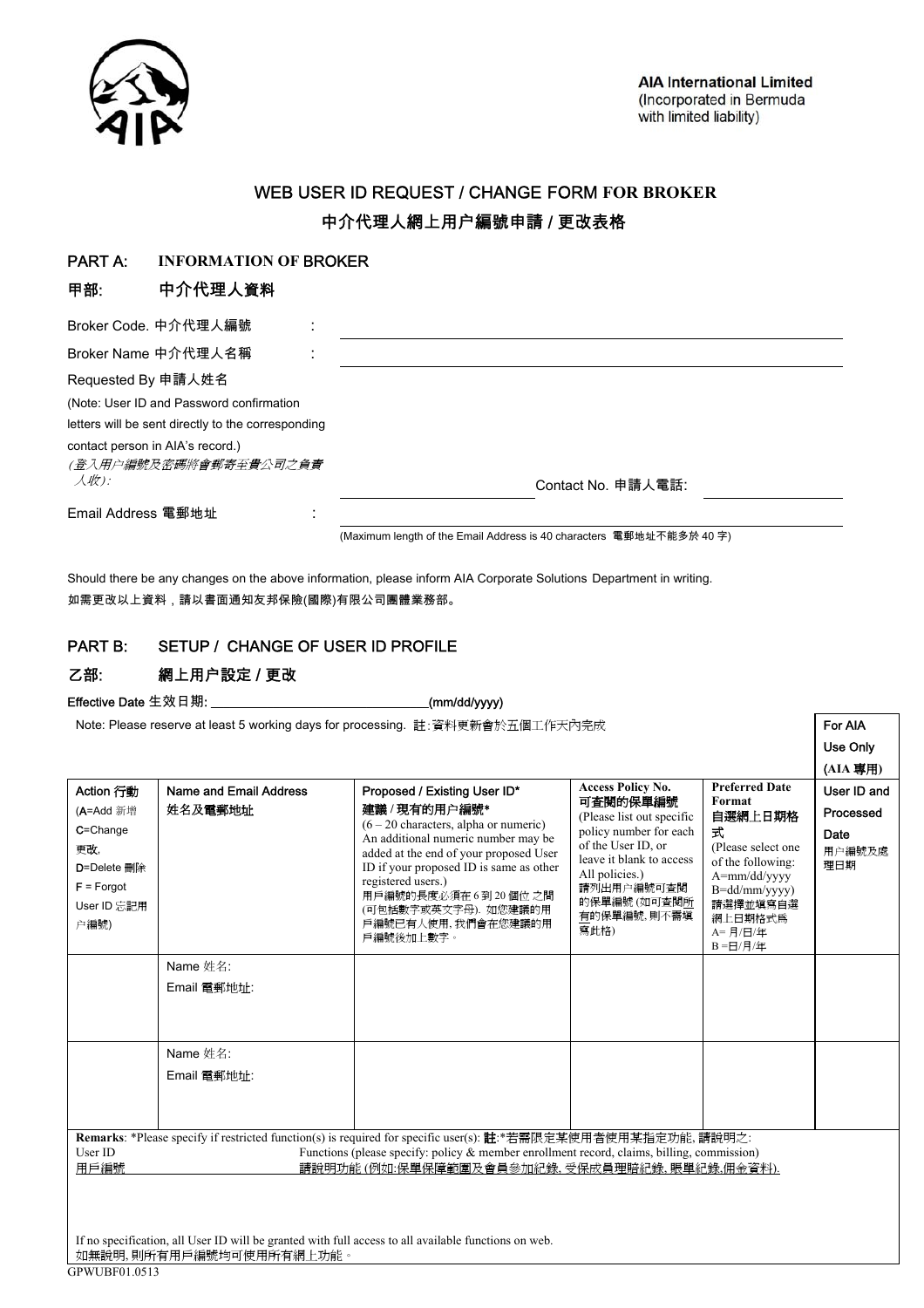AIA International Limited
(Incorporated in Bermuda with limited liability)

# WEB USER ID REQUEST / CHANGE FORM FOR BROKER

# 中介代理人網上用户編號申請 / 更改表格

## PART A: INFORMATION OF BROKER

## 甲部: 中介代理人資料

Broker Code. 中介代理人編號 : ______________________________

Broker Name 中介代理人名稱 : ______________________________

Requested By 申請人姓名
(Note: User ID and Password confirmation letters will be sent directly to the corresponding contact person in AIA's record.)
*(登入用户編號及密碼將會郵寄至貴公司之負責人收)*: ______________________ Contact No. 申請人電話: ______________

Email Address 電郵地址 : ______________________________

(Maximum length of the Email Address is 40 characters 電郵地址不能多於 40 字)

Should there be any changes on the above information, please inform AIA Corporate Solutions Department in writing.
如需更改以上資料，請以書面通知友邦保險(國際)有限公司團體業務部。

## PART B: SETUP / CHANGE OF USER ID PROFILE

## 乙部: 網上用户設定 / 更改

Effective Date 生效日期: ______________________(mm/dd/yyyy)

Note: Please reserve at least 5 working days for processing. 註:資料更新會於五個工作天內完成

| Action 行動 (A=Add 新增 C=Change 更改, D=Delete 刪除 F = Forgot User ID 忘記用户編號) | Name and Email Address 姓名及電郵地址 | Proposed / Existing User ID* 建議 / 現有的用户編號* (6 – 20 characters, alpha or numeric) An additional numeric number may be added at the end of your proposed User ID if your proposed ID is same as other registered users.) 用戶編號的長度必須在 6 到 20 個位 之間 (可包括數字或英文字母). 如您建議的用戶編號已有人使用, 我們會在您建議的用戶編號後加上數字。 | Access Policy No. 可查閱的保單編號 (Please list out specific policy number for each of the User ID, or leave it blank to access All policies.) 請列出用户編號可查閱的保單編號 (如可查閱所有的保單編號, 則不需填寫此格) | Preferred Date Format 自選網上日期格式 (Please select one of the following: A=mm/dd/yyyy B=dd/mm/yyyy) 請選擇並填寫自選網上日期格式為 A= 月/日/年 B =日/月/年 | For AIA Use Only (AIA 專用) User ID and Processed Date 用戶編號及處理日期 |
|---|---|---|---|---|---|
| | Name 姓名: Email 電郵地址: | | | | |
| | Name 姓名: Email 電郵地址: | | | | |

**Remarks**: *Please specify if restricted function(s) is required for specific user(s): **註**:*若需限定某使用者使用某指定功能, 請說明之:

User ID 用戶編號 — Functions (please specify: policy & member enrollment record, claims, billing, commission) 請說明功能 (例如:保單保障範圍及會員參加紀錄, 受保成員理賠紀錄, 賬單紀錄,佣金資料).

If no specification, all User ID will be granted with full access to all available functions on web.
如無說明, 則所有用戶編號均可使用所有網上功能。

GPWUBF01.0513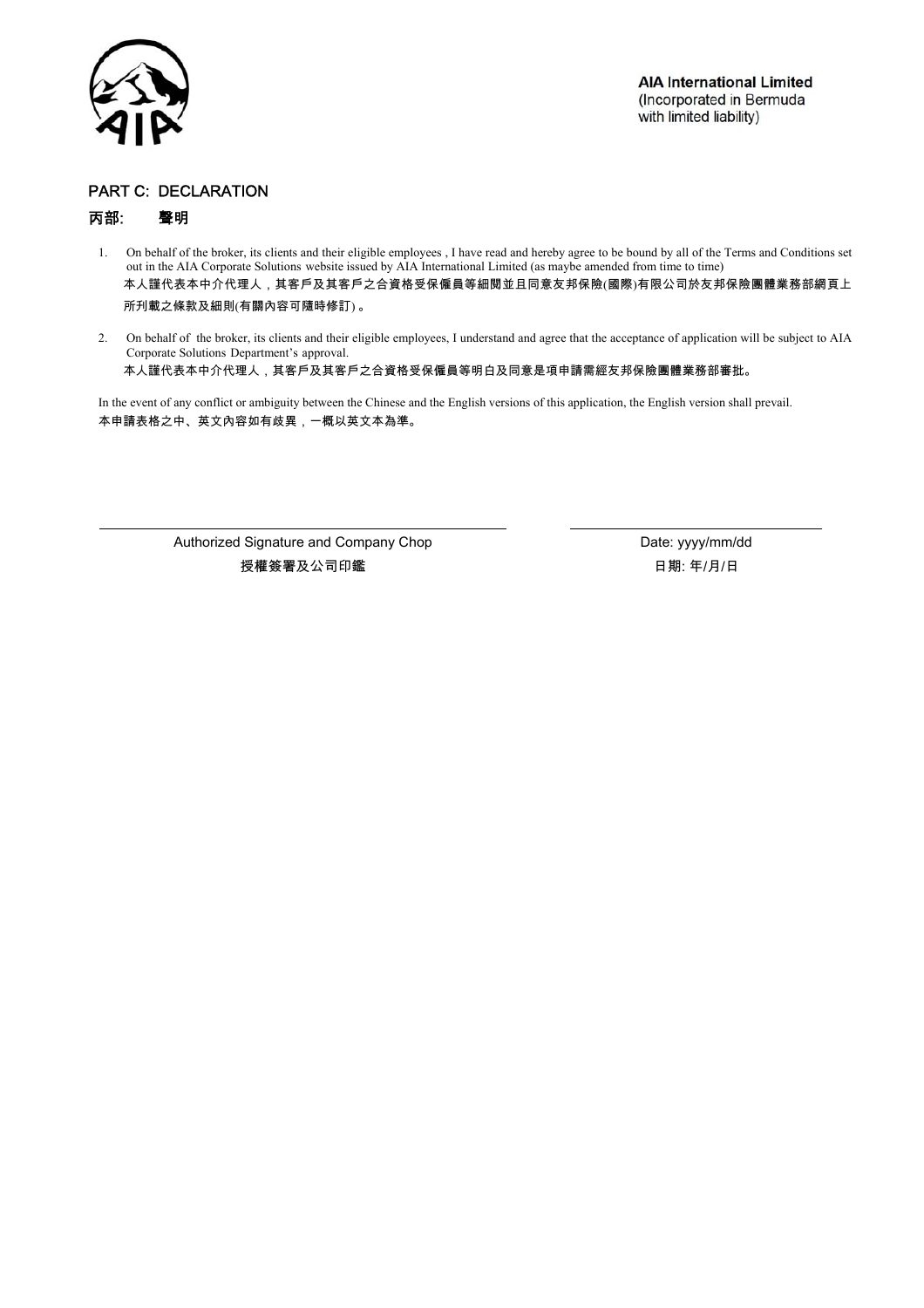**AIA International Limited**
(Incorporated in Bermuda
with limited liability)

## PART C: DECLARATION

## 丙部: 聲明

1. On behalf of the broker, its clients and their eligible employees , I have read and hereby agree to be bound by all of the Terms and Conditions set out in the AIA Corporate Solutions website issued by AIA International Limited (as maybe amended from time to time)
本人謹代表本中介代理人，其客戶及其客戶之合資格受保僱員等細閱並且同意友邦保險(國際)有限公司於友邦保險團體業務部網頁上所列載之條款及細則(有關內容可隨時修訂) 。

2. On behalf of the broker, its clients and their eligible employees, I understand and agree that the acceptance of application will be subject to AIA Corporate Solutions Department's approval.
本人謹代表本中介代理人，其客戶及其客戶之合資格受保僱員等明白及同意是項申請需經友邦保險團體業務部審批。

In the event of any conflict or ambiguity between the Chinese and the English versions of this application, the English version shall prevail.
本申請表格之中、英文內容如有歧異，一概以英文本為準。

_______________________________
Authorized Signature and Company Chop
授權簽署及公司印鑑

_______________________________
Date: yyyy/mm/dd
日期: 年/月/日